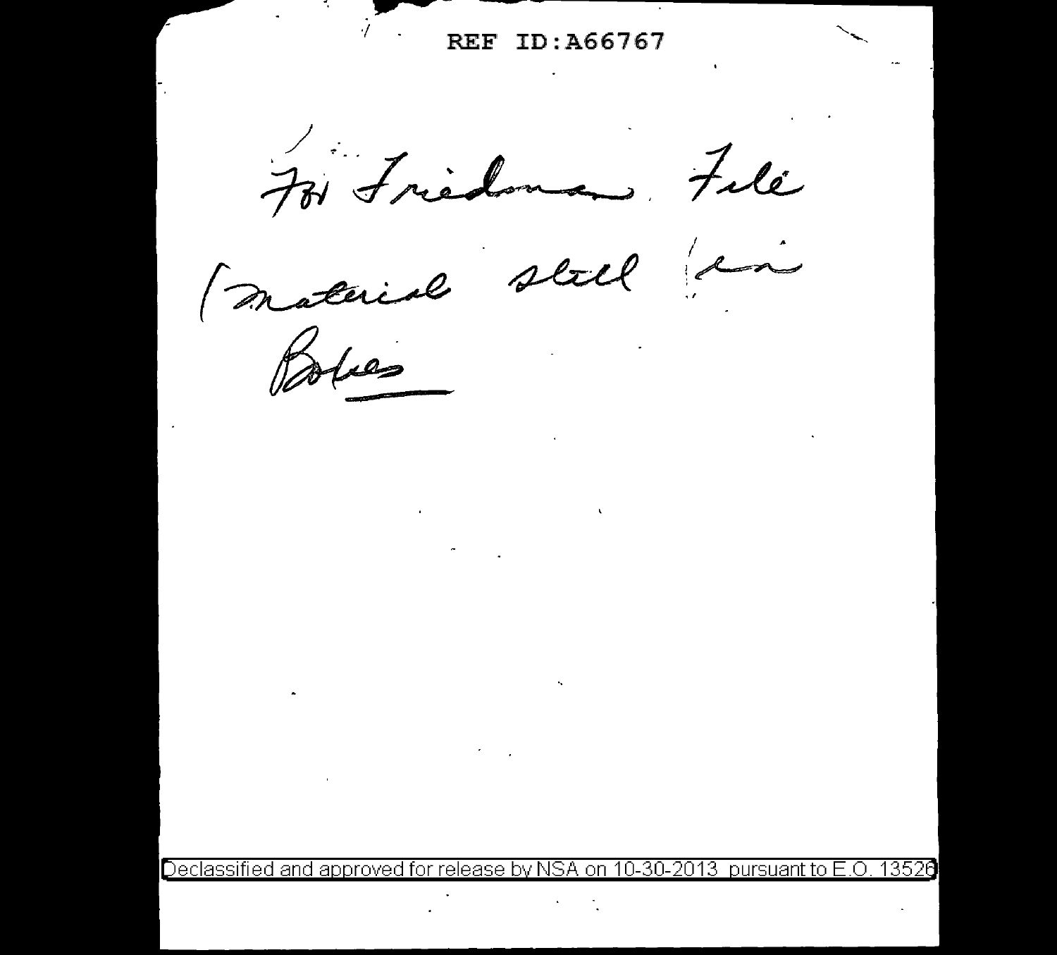REF ID:A66767

For Friedman File

(material still in Boxes

Declassified and approved for release by NSA on 10-30-2013 pursuant to E.O. 13526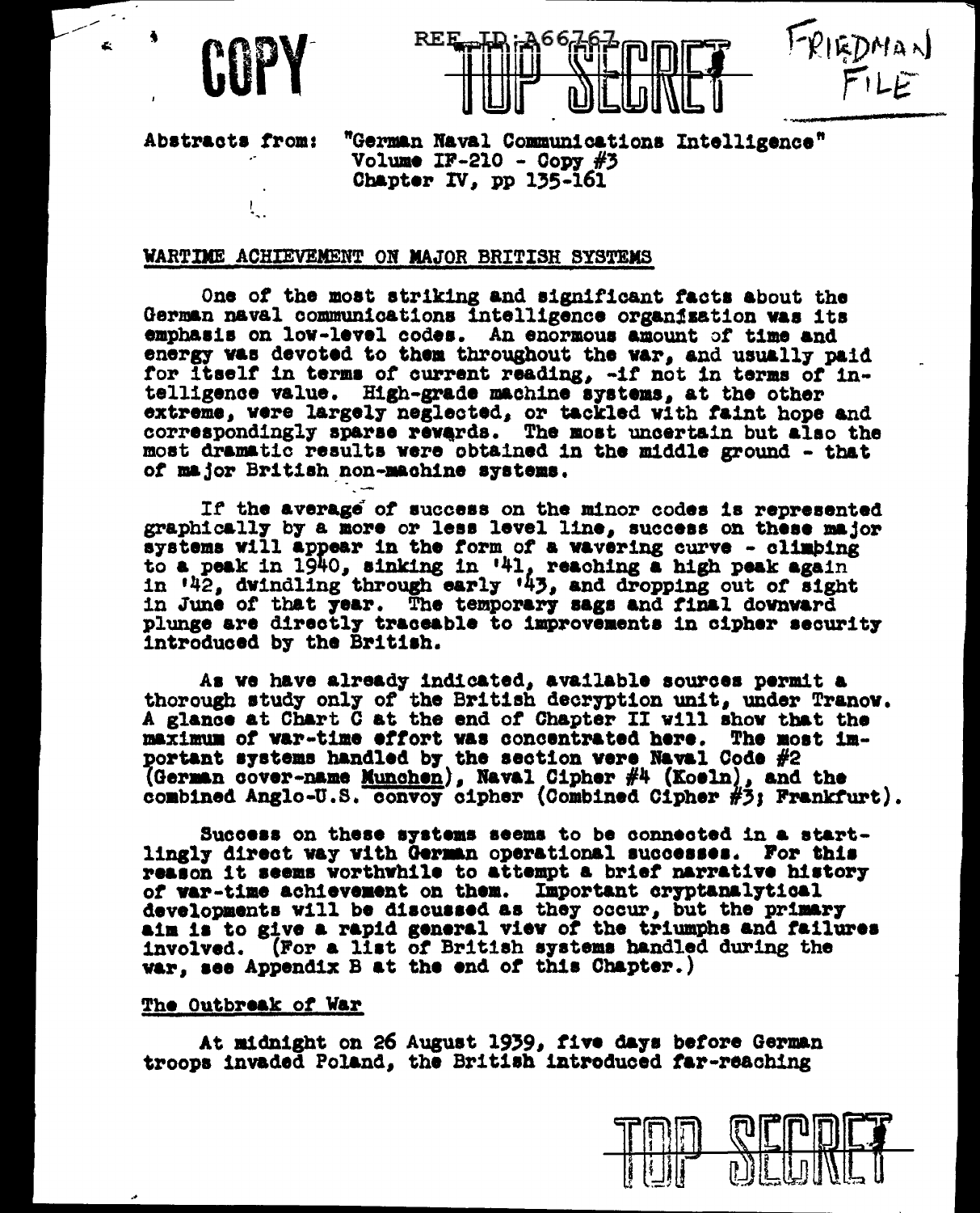COPY

TOP SECRET

FRIEDMAN FILE

Abstracts from: "German Naval Communications Intelligence" Volume IF-210 - Copy #3 Chapter IV, pp 135-161

## WARTIME ACHIEVEMENT ON MAJOR BRITISH SYSTEMS

One of the most striking and significant facts about the German naval communications intelligence organization was its emphasis on low-level codes. An enormous amount of time and energy was devoted to them throughout the war, and usually paid for itself in terms of current reading, -if not in terms of intelligence value. High-grade machine systems, at the other extreme, were largely neglected, or tackled with faint hope and correspondingly sparse rewards. The most uncertain but also the most dramatic results were obtained in the middle ground - that of major British non-machine systems.

If the average of success on the minor codes is represented graphically by a more or less level line, success on these major systems will appear in the form of a wavering curve - climbing to a peak in 1940, sinking in '41, reaching a high peak again in '42, dwindling through early '43, and dropping out of sight in June of that year. The temporary sags and final downward plunge are directly traceable to improvements in cipher security introduced by the British.

As we have already indicated, available sources permit a thorough study only of the British decryption unit, under Tranow. A glance at Chart C at the end of Chapter II will show that the maximum of war-time effort was concentrated here. The most important systems handled by the section were Naval Code #2 (German cover-name Munchen), Naval Cipher #4 (Koeln), and the combined Anglo-U.S. convoy cipher (Combined Cipher #3; Frankfurt).

Success on these systems seems to be connected in a startlingly direct way with German operational successes. For this reason it seems worthwhile to attempt a brief narrative history of war-time achievement on them. Important cryptanalytical developments will be discussed as they occur, but the primary aim is to give a rapid general view of the triumphs and failures involved. (For a list of British systems handled during the war, see Appendix B at the end of this Chapter.)

### The Outbreak of War

At midnight on 26 August 1939, five days before German troops invaded Poland, the British introduced far-reaching

TOP SECRET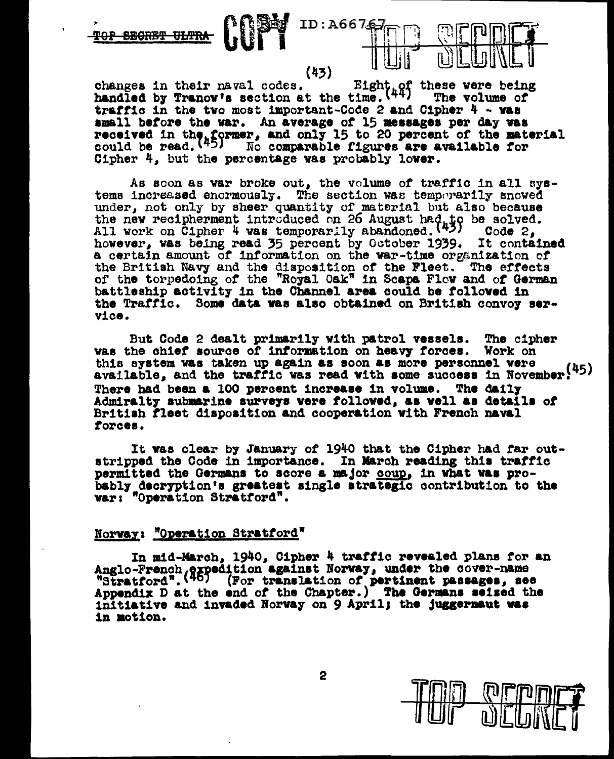changes in their naval codes.[43] Eight of these were being handled by Tranow's section at the time.[44] The volume of traffic in the two most important-Code 2 and Cipher 4 - was small before the war. An average of 15 messages per day was received in the former, and only 15 to 20 percent of the material could be read.[45] No comparable figures are available for Cipher 4, but the percentage was probably lower.

As soon as war broke out, the volume of traffic in all systems increased enormously. The section was temporarily snowed under, not only by sheer quantity of material but also because the new recipherment introduced on 26 August had to be solved. All work on Cipher 4 was temporarily abandoned.[45] Code 2, however, was being read 35 percent by October 1939. It contained a certain amount of information on the war-time organization of the British Navy and the disposition of the Fleet. The effects of the torpedoing of the "Royal Oak" in Scapa Flow and of German battleship activity in the Channel area could be followed in the Traffic. Some data was also obtained on British convoy service.

But Code 2 dealt primarily with patrol vessels. The cipher was the chief source of information on heavy forces. Work on this system was taken up again as soon as more personnel were available, and the traffic was read with some success in November.[45] There had been a 100 percent increase in volume. The daily Admiralty submarine surveys were followed, as well as details of British fleet disposition and cooperation with French naval forces.

It was clear by January of 1940 that the Cipher had far outstripped the Code in importance. In March reading this traffic permitted the Germans to score a major coup, in what was probably decryption's greatest single strategic contribution to the war: "Operation Stratford".

## Norway: "Operation Stratford"

In mid-March, 1940, Cipher 4 traffic revealed plans for an Anglo-French expedition against Norway, under the cover-name "Stratford".[46] (For translation of pertinent passages, see Appendix D at the end of the Chapter.) The Germans seized the initiative and invaded Norway on 9 April; the juggernaut was in motion.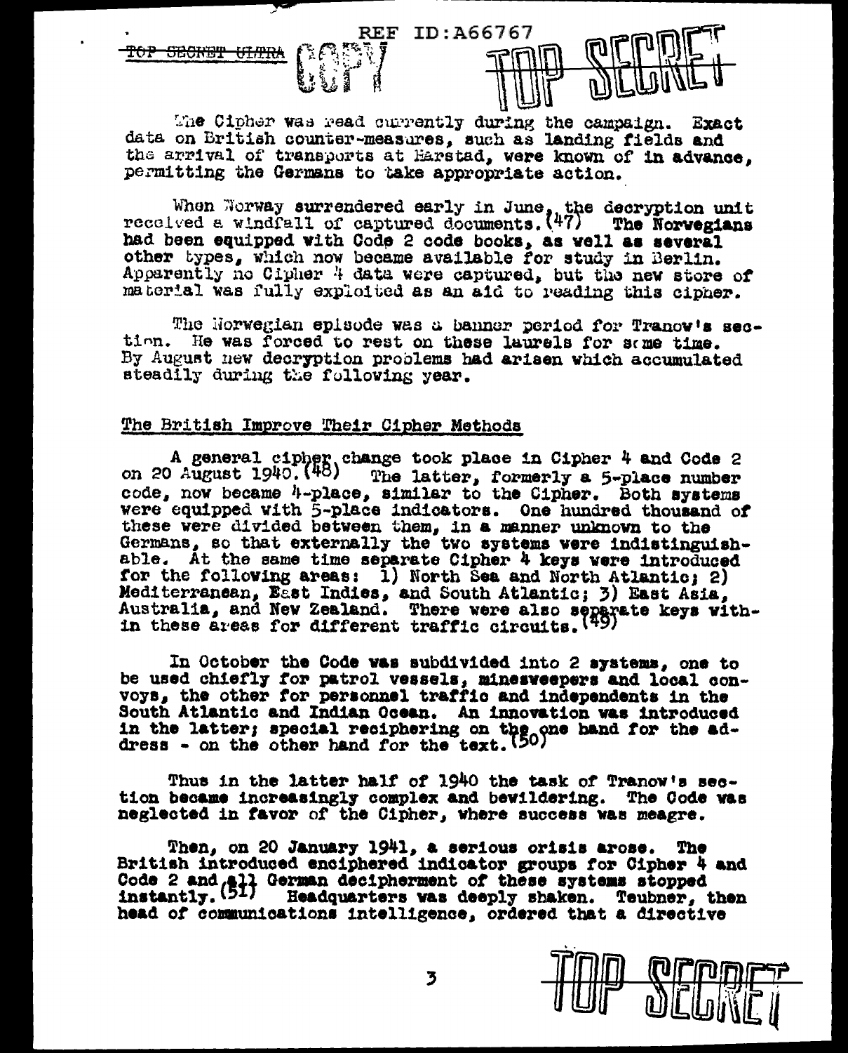The Cipher was read currently during the campaign. Exact data on British counter-measures, such as landing fields and the arrival of transports at Harstad, were known of in advance, permitting the Germans to take appropriate action.

When Norway surrendered early in June, the decryption unit received a windfall of captured documents.[47] The Norwegians had been equipped with Code 2 code books, as well as several other types, which now became available for study in Berlin. Apparently no Cipher 4 data were captured, but the new store of material was fully exploited as an aid to reading this cipher.

The Norwegian episode was a banner period for Tranow's section. He was forced to rest on these laurels for some time. By August new decryption problems had arisen which accumulated steadily during the following year.

## The British Improve Their Cipher Methods

A general cipher change took place in Cipher 4 and Code 2 on 20 August 1940.[48] The latter, formerly a 5-place number code, now became 4-place, similar to the Cipher. Both systems were equipped with 5-place indicators. One hundred thousand of these were divided between them, in a manner unknown to the Germans, so that externally the two systems were indistinguishable. At the same time separate Cipher 4 keys were introduced for the following areas: 1) North Sea and North Atlantic; 2) Mediterranean, East Indies, and South Atlantic; 3) East Asia, Australia, and New Zealand. There were also separate keys within these areas for different traffic circuits.[49]

In October the Code was subdivided into 2 systems, one to be used chiefly for patrol vessels, minesweepers and local convoys, the other for personnel traffic and independents in the South Atlantic and Indian Ocean. An innovation was introduced in the latter; special reciphering on the one hand for the address - on the other hand for the text.[50]

Thus in the latter half of 1940 the task of Tranow's section became increasingly complex and bewildering. The Code was neglected in favor of the Cipher, where success was meagre.

Then, on 20 January 1941, a serious crisis arose. The British introduced enciphered indicator groups for Cipher 4 and Code 2 and all German decipherment of these systems stopped instantly.[51] Headquarters was deeply shaken. Teubner, then head of communications intelligence, ordered that a directive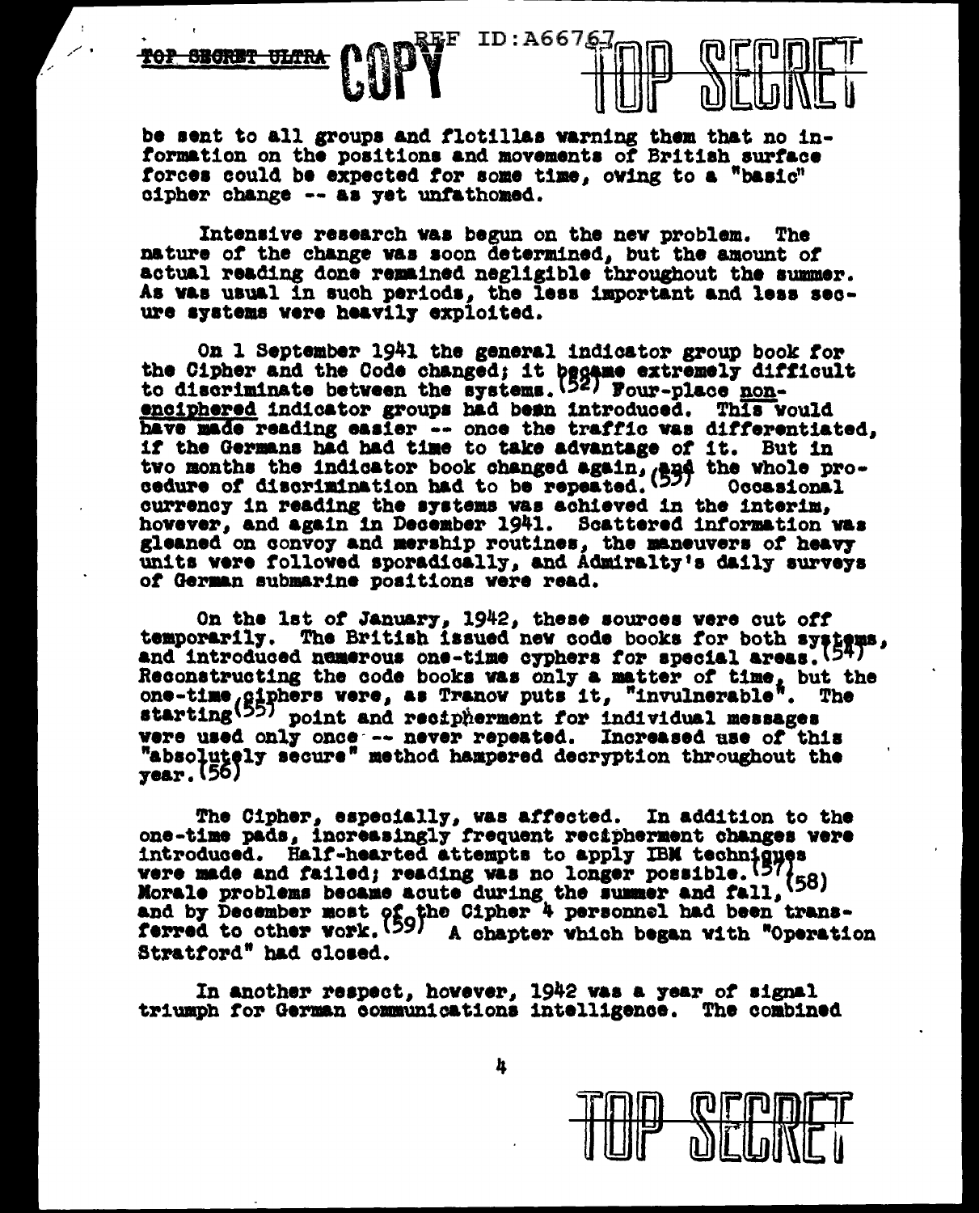be sent to all groups and flotillas warning them that no information on the positions and movements of British surface forces could be expected for some time, owing to a "basic" cipher change -- as yet unfathomed.

Intensive research was begun on the new problem. The nature of the change was soon determined, but the amount of actual reading done remained negligible throughout the summer. As was usual in such periods, the less important and less secure systems were heavily exploited.

On 1 September 1941 the general indicator group book for the Cipher and the Code changed; it became extremely difficult to discriminate between the systems.[52] Four-place non-enciphered indicator groups had been introduced. This would have made reading easier -- once the traffic was differentiated, if the Germans had had time to take advantage of it. But in two months the indicator book changed again, and the whole procedure of discrimination had to be repeated.[53] Occasional currency in reading the systems was achieved in the interim, however, and again in December 1941. Scattered information was gleaned on convoy and mership routines, the maneuvers of heavy units were followed sporadically, and Admiralty's daily surveys of German submarine positions were read.

On the 1st of January, 1942, these sources were cut off temporarily. The British issued new code books for both systems, and introduced numerous one-time cyphers for special areas.[54] Reconstructing the code books was only a matter of time, but the one-time ciphers were, as Tranow puts it, "invulnerable". The starting[55] point and recipherment for individual messages were used only once -- never repeated. Increased use of this "absolutely secure" method hampered decryption throughout the year.[56]

The Cipher, especially, was affected. In addition to the one-time pads, increasingly frequent recipherment changes were introduced. Half-hearted attempts to apply IBM techniques were made and failed; reading was no longer possible.[57][58] Morale problems became acute during the summer and fall, and by December most of the Cipher 4 personnel had been transferred to other work.[59] A chapter which began with "Operation Stratford" had closed.

In another respect, however, 1942 was a year of signal triumph for German communications intelligence. The combined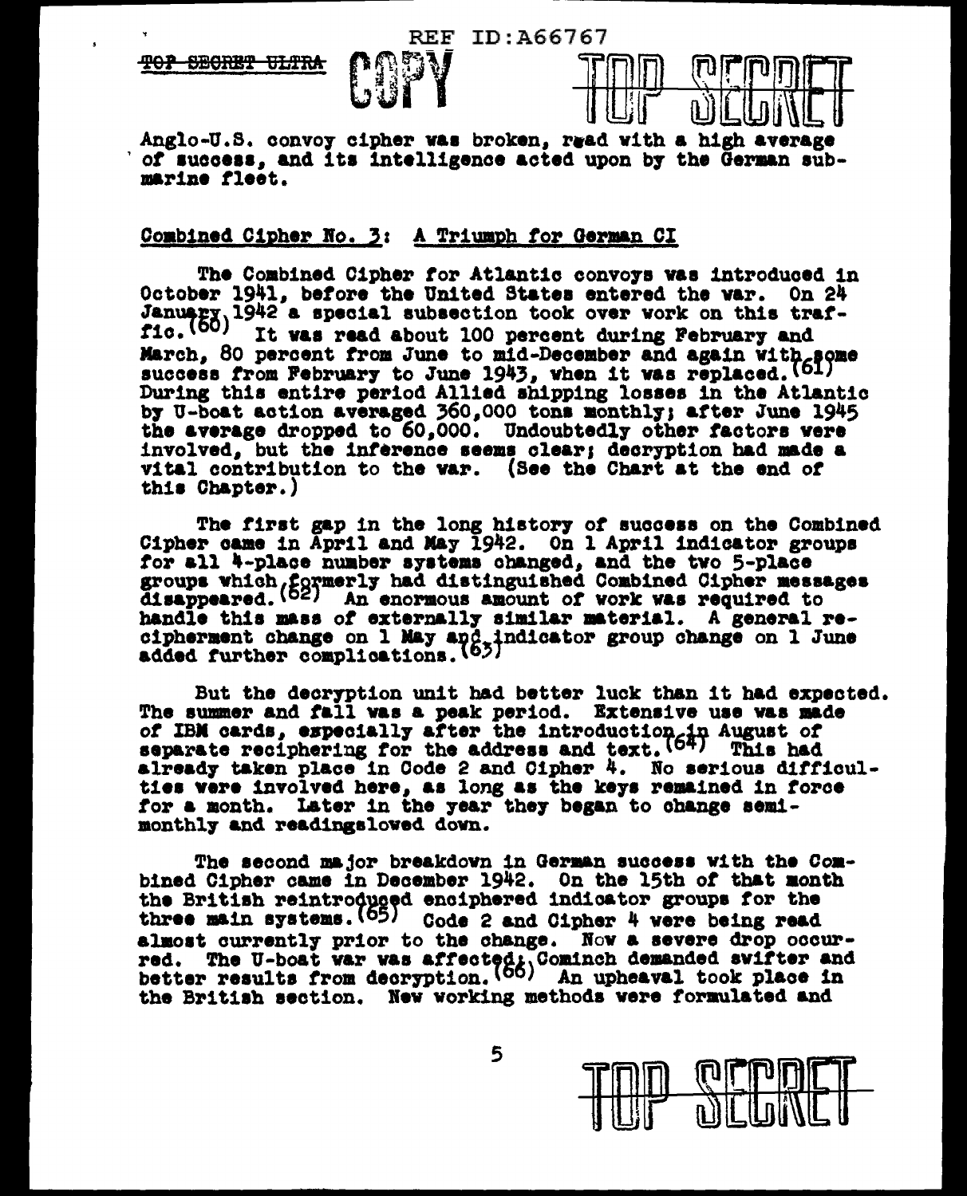Anglo-U.S. convoy cipher was broken, read with a high average of success, and its intelligence acted upon by the German submarine fleet.

## Combined Cipher No. 3: A Triumph for German CI

The Combined Cipher for Atlantic convoys was introduced in October 1941, before the United States entered the war. On 24 January 1942 a special subsection took over work on this traffic.(60) It was read about 100 percent during February and March, 80 percent from June to mid-December and again with some success from February to June 1943, when it was replaced.(61) During this entire period Allied shipping losses in the Atlantic by U-boat action averaged 360,000 tons monthly; after June 1943 the average dropped to 60,000. Undoubtedly other factors were involved, but the inference seems clear; decryption had made a vital contribution to the war. (See the Chart at the end of this Chapter.)

The first gap in the long history of success on the Combined Cipher came in April and May 1942. On 1 April indicator groups for all 4-place number systems changed, and the two 5-place groups which formerly had distinguished Combined Cipher messages disappeared.(62) An enormous amount of work was required to handle this mass of externally similar material. A general recipherment change on 1 May and indicator group change on 1 June added further complications.(63)

But the decryption unit had better luck than it had expected. The summer and fall was a peak period. Extensive use was made of IBM cards, especially after the introduction in August of separate reciphering for the address and text.(64) This had already taken place in Code 2 and Cipher 4. No serious difficulties were involved here, as long as the keys remained in force for a month. Later in the year they began to change semi-monthly and readingslowed down.

The second major breakdown in German success with the Combined Cipher came in December 1942. On the 15th of that month the British reintroduced enciphered indicator groups for the three main systems.(65) Code 2 and Cipher 4 were being read almost currently prior to the change. Now a severe drop occurred. The U-boat war was affected; Cominch demanded swifter and better results from decryption.(66) An upheaval took place in the British section. New working methods were formulated and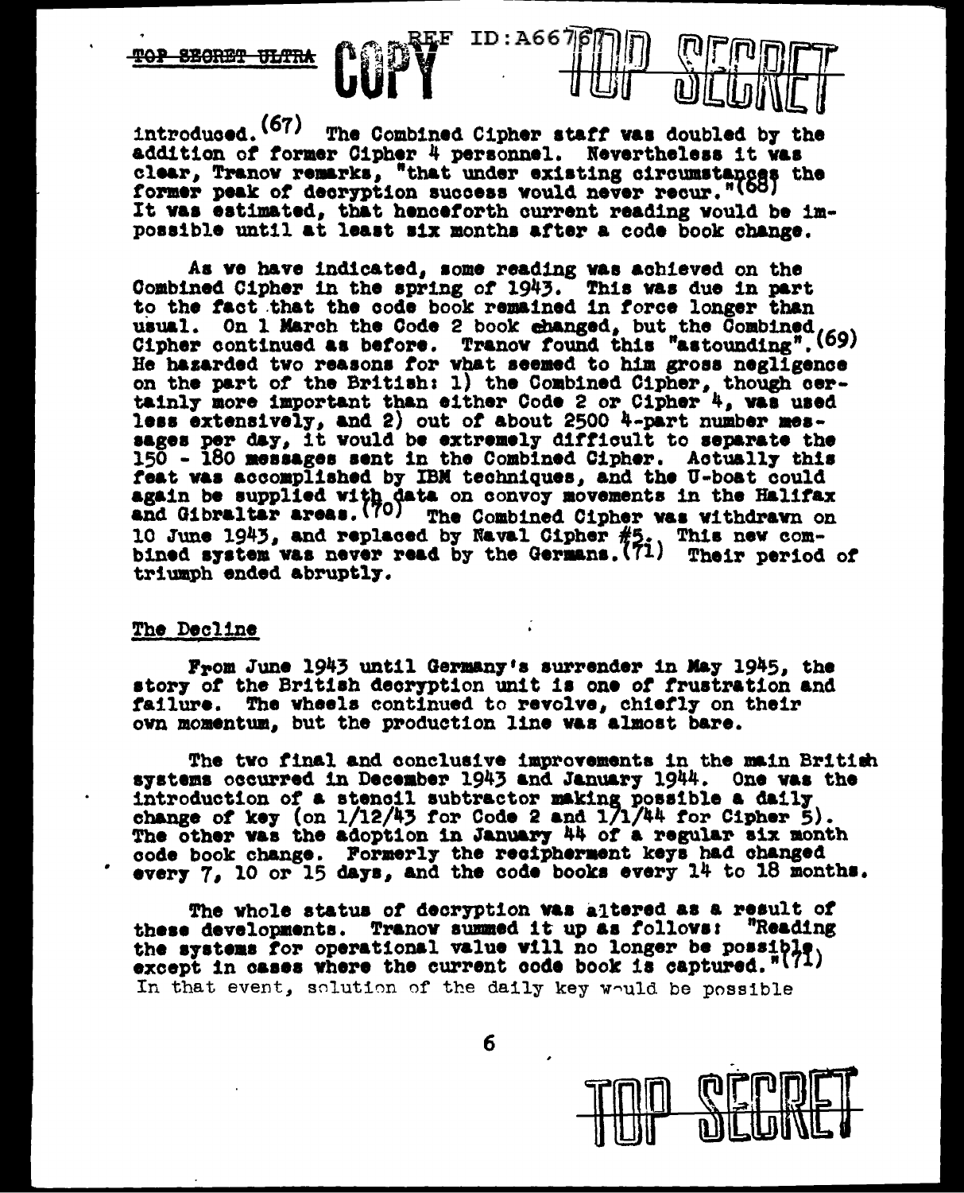introduced.[67] The Combined Cipher staff was doubled by the addition of former Cipher 4 personnel. Nevertheless it was clear, Tranow remarks, "that under existing circumstances the former peak of decryption success would never recur."[68] It was estimated, that henceforth current reading would be impossible until at least six months after a code book change.

As we have indicated, some reading was achieved on the Combined Cipher in the spring of 1943. This was due in part to the fact that the code book remained in force longer than usual. On 1 March the Code 2 book changed, but the Combined Cipher continued as before. Tranow found this "astounding".[69] He hazarded two reasons for what seemed to him gross negligence on the part of the British: 1) the Combined Cipher, though certainly more important than either Code 2 or Cipher 4, was used less extensively, and 2) out of about 2500 4-part number messages per day, it would be extremely difficult to separate the 150 - 180 messages sent in the Combined Cipher. Actually this feat was accomplished by IBM techniques, and the U-boat could again be supplied with data on convoy movements in the Halifax and Gibraltar areas.[70] The Combined Cipher was withdrawn on 10 June 1943, and replaced by Naval Cipher #5. This new combined system was never read by the Germans.[71] Their period of triumph ended abruptly.

## The Decline

From June 1943 until Germany's surrender in May 1945, the story of the British decryption unit is one of frustration and failure. The wheels continued to revolve, chiefly on their own momentum, but the production line was almost bare.

The two final and conclusive improvements in the main British systems occurred in December 1943 and January 1944. One was the introduction of a stencil subtractor making possible a daily change of key (on 1/12/43 for Code 2 and 1/1/44 for Cipher 5). The other was the adoption in January 44 of a regular six month code book change. Formerly the recipherment keys had changed every 7, 10 or 15 days, and the code books every 14 to 18 months.

The whole status of decryption was altered as a result of these developments. Tranow summed it up as follows: "Reading the systems for operational value will no longer be possible except in cases where the current code book is captured."[71] In that event, solution of the daily key would be possible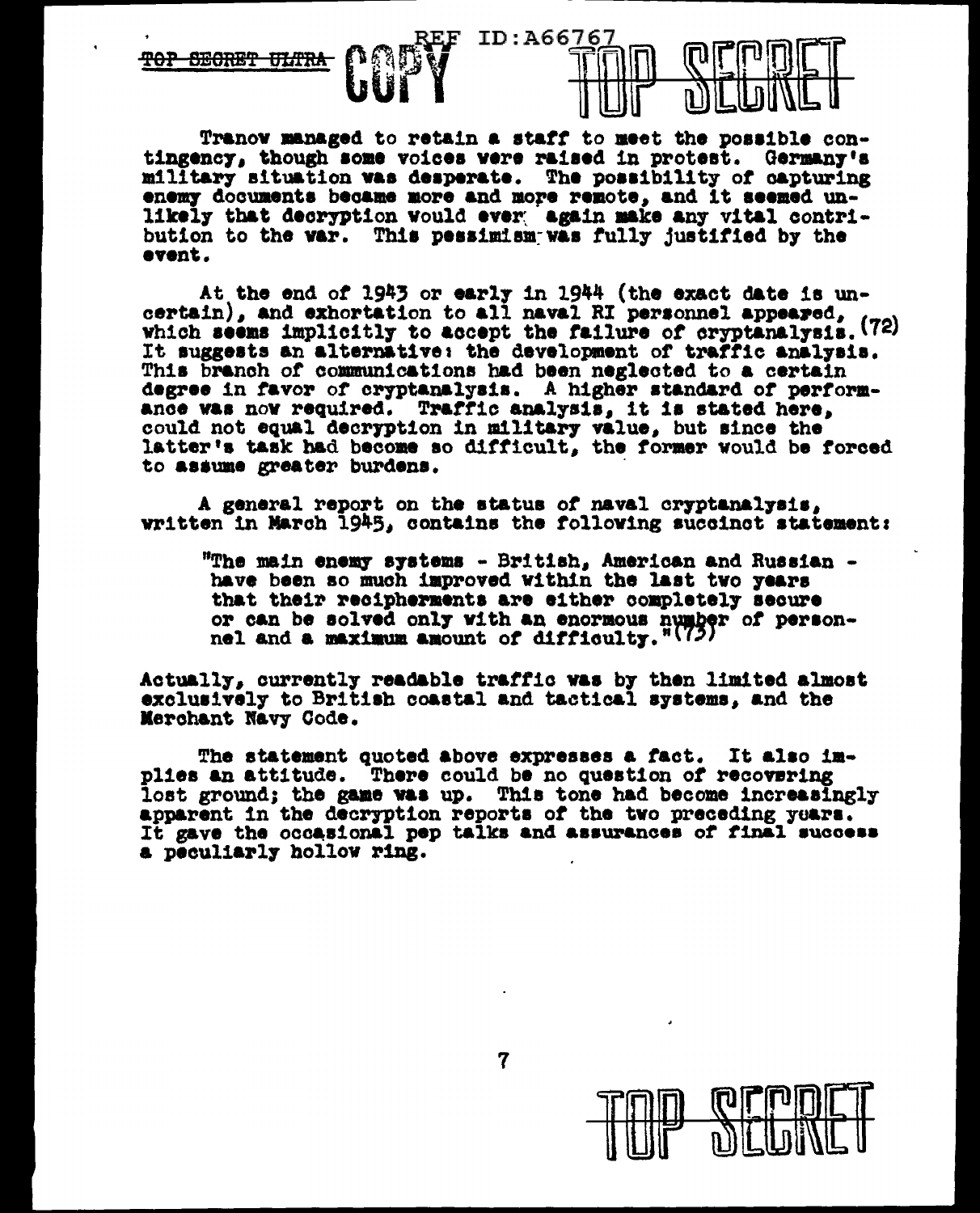Tranov managed to retain a staff to meet the possible contingency, though some voices were raised in protest. Germany's military situation was desperate. The possibility of capturing enemy documents became more and more remote, and it seemed unlikely that decryption would ever again make any vital contribution to the war. This pessimism was fully justified by the event.

At the end of 1943 or early in 1944 (the exact date is uncertain), and exhortation to all naval RI personnel appeared, which seems implicitly to accept the failure of cryptanalysis.(72) It suggests an alternative: the development of traffic analysis. This branch of communications had been neglected to a certain degree in favor of cryptanalysis. A higher standard of performance was now required. Traffic analysis, it is stated here, could not equal decryption in military value, but since the latter's task had become so difficult, the former would be forced to assume greater burdens.

A general report on the status of naval cryptanalysis, written in March 1945, contains the following succinct statement:

> "The main enemy systems - British, American and Russian - have been so much improved within the last two years that their recipherments are either completely secure or can be solved only with an enormous number of personnel and a maximum amount of difficulty."(73)

Actually, currently readable traffic was by then limited almost exclusively to British coastal and tactical systems, and the Merchant Navy Code.

The statement quoted above expresses a fact. It also implies an attitude. There could be no question of recovering lost ground; the game was up. This tone had become increasingly apparent in the decryption reports of the two preceding years. It gave the occasional pep talks and assurances of final success a peculiarly hollow ring.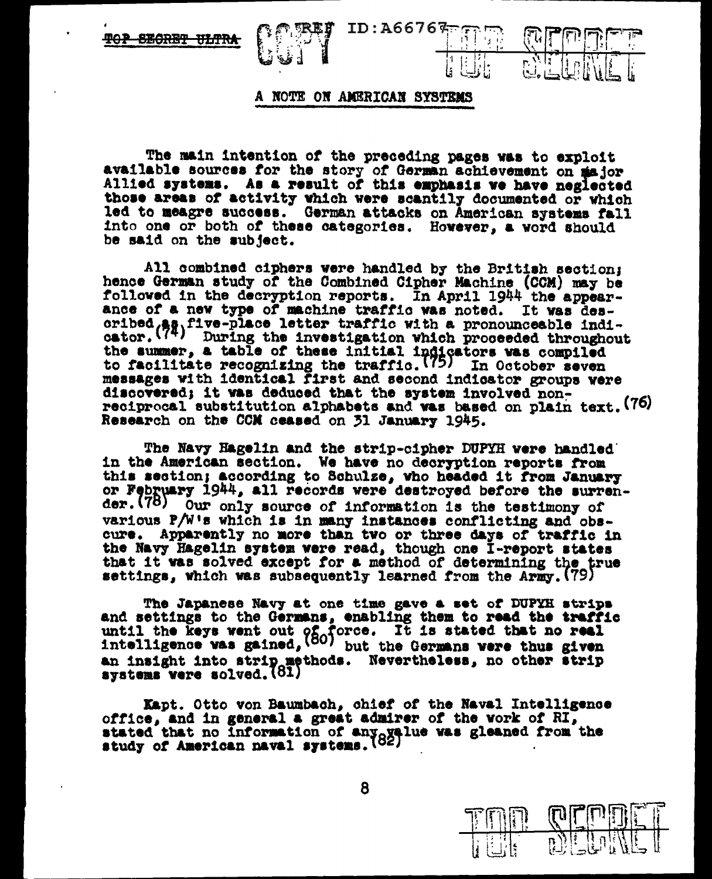TOP SECRET ULTRA

## A NOTE ON AMERICAN SYSTEMS

The main intention of the preceding pages was to exploit available sources for the story of German achievement on major Allied systems. As a result of this emphasis we have neglected those areas of activity which were scantily documented or which led to meagre success. German attacks on American systems fall into one or both of these categories. However, a word should be said on the subject.

All combined ciphers were handled by the British section; hence German study of the Combined Cipher Machine (CCM) may be followed in the decryption reports. In April 1944 the appearance of a new type of machine traffic was noted. It was described as five-place letter traffic with a pronounceable indicator.(74) During the investigation which proceeded throughout the summer, a table of these initial indicators was compiled to facilitate recognizing the traffic.(75) In October seven messages with identical first and second indicator groups were discovered; it was deduced that the system involved non-reciprocal substitution alphabets and was based on plain text.(76) Research on the CCM ceased on 31 January 1945.

The Navy Hagelin and the strip-cipher DUPYH were handled in the American section. We have no decryption reports from this section; according to Schulze, who headed it from January or February 1944, all records were destroyed before the surrender.(78) Our only source of information is the testimony of various P/W's which is in many instances conflicting and obscure. Apparently no more than two or three days of traffic in the Navy Hagelin system were read, though one I-report states that it was solved except for a method of determining the true settings, which was subsequently learned from the Army.(79)

The Japanese Navy at one time gave a set of DUPYH strips and settings to the Germans, enabling them to read the traffic until the keys went out of force. It is stated that no real intelligence was gained,(80) but the Germans were thus given an insight into strip methods. Nevertheless, no other strip systems were solved.(81)

Kapt. Otto von Baumbach, chief of the Naval Intelligence office, and in general a great admirer of the work of RI, stated that no information of any value was gleaned from the study of American naval systems.(82)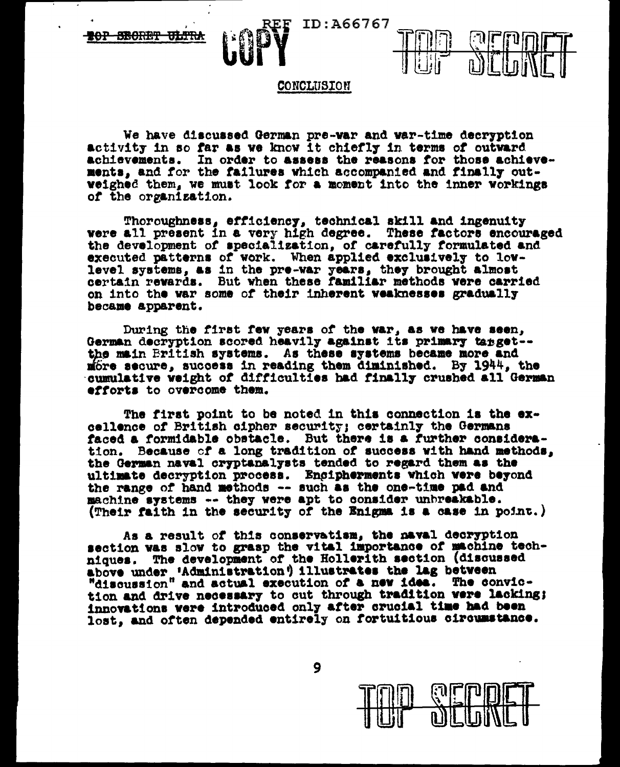## CONCLUSION

We have discussed German pre-war and war-time decryption activity in so far as we know it chiefly in terms of outward achievements. In order to assess the reasons for those achievements, and for the failures which accompanied and finally outweighed them, we must look for a moment into the inner workings of the organization.

Thoroughness, efficiency, technical skill and ingenuity were all present in a very high degree. These factors encouraged the development of specialization, of carefully formulated and executed patterns of work. When applied exclusively to low-level systems, as in the pre-war years, they brought almost certain rewards. But when these familiar methods were carried on into the war some of their inherent weaknesses gradually became apparent.

During the first few years of the war, as we have seen, German decryption scored heavily against its primary target--the main British systems. As these systems became more and more secure, success in reading them diminished. By 1944, the cumulative weight of difficulties had finally crushed all German efforts to overcome them.

The first point to be noted in this connection is the excellence of British cipher security; certainly the Germans faced a formidable obstacle. But there is a further consideration. Because of a long tradition of success with hand methods, the German naval cryptanalysts tended to regard them as the ultimate decryption process. Encipherments which were beyond the range of hand methods -- such as the one-time pad and machine systems -- they were apt to consider unbreakable. (Their faith in the security of the Enigma is a case in point.)

As a result of this conservatism, the naval decryption section was slow to grasp the vital importance of machine techniques. The development of the Hollerith section (discussed above under 'Administration') illustrates the lag between "discussion" and actual execution of a new idea. The conviction and drive necessary to cut through tradition were lacking; innovations were introduced only after crucial time had been lost, and often depended entirely on fortuitous circumstance.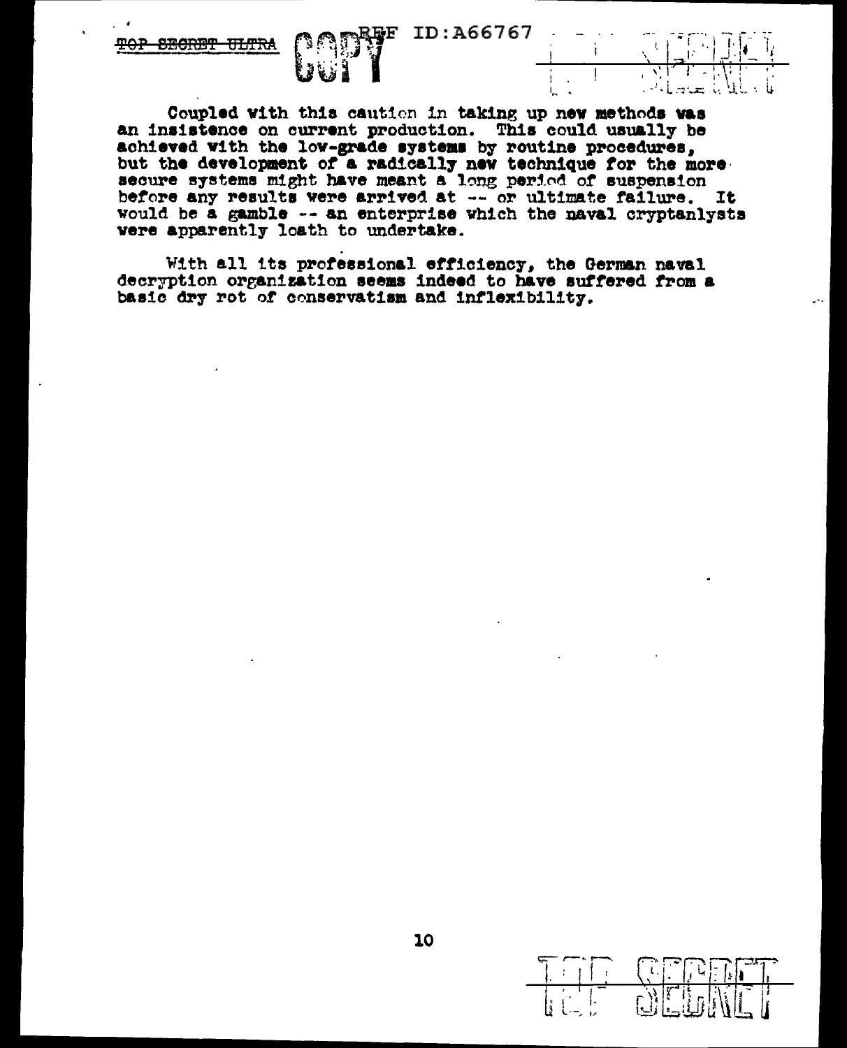Coupled with this caution in taking up new methods was an insistence on current production. This could usually be achieved with the low-grade systems by routine procedures, but the development of a radically new technique for the more secure systems might have meant a long period of suspension before any results were arrived at -- or ultimate failure. It would be a gamble -- an enterprise which the naval cryptanlysts were apparently loath to undertake.

With all its professional efficiency, the German naval decryption organization seems indeed to have suffered from a basic dry rot of conservatism and inflexibility.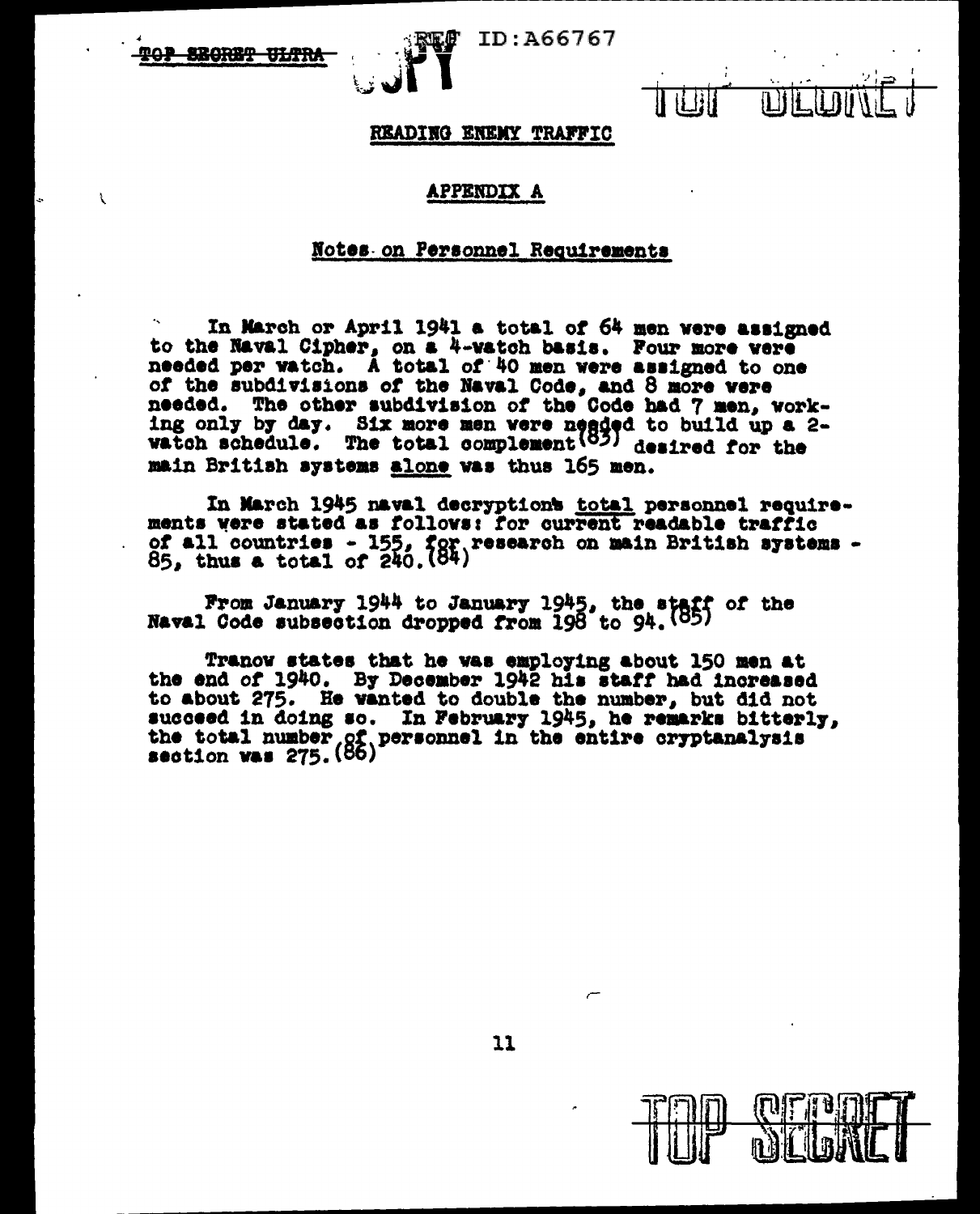## READING ENEMY TRAFFIC

### APPENDIX A

#### Notes on Personnel Requirements

In March or April 1941 a total of 64 men were assigned to the Naval Cipher, on a 4-watch basis. Four more were needed per watch. A total of 40 men were assigned to one of the subdivisions of the Naval Code, and 8 more were needed. The other subdivision of the Code had 7 men, working only by day. Six more men were needed to build up a 2-watch schedule. The total complement(83) desired for the main British systems alone was thus 165 men.

In March 1945 naval decryption's total personnel requirements were stated as follows: for current readable traffic of all countries - 155, for research on main British systems - 85, thus a total of 240.(84)

From January 1944 to January 1945, the staff of the Naval Code subsection dropped from 198 to 94.(85)

Tranow states that he was employing about 150 men at the end of 1940. By December 1942 his staff had increased to about 275. He wanted to double the number, but did not succeed in doing so. In February 1945, he remarks bitterly, the total number of personnel in the entire cryptanalysis section was 275.(86)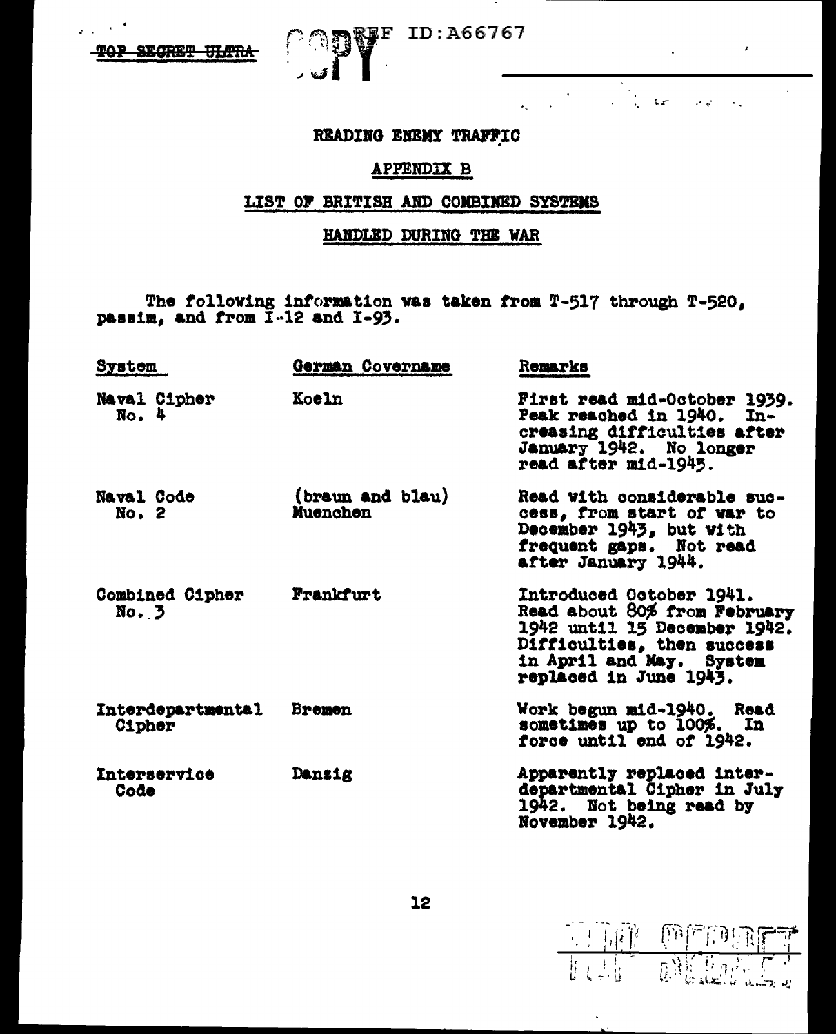TOP SECRET ULTRA

COPY

REF ID:A66767

# READING ENEMY TRAFFIC

## APPENDIX B

## LIST OF BRITISH AND COMBINED SYSTEMS

## HANDLED DURING THE WAR

The following information was taken from T-517 through T-520, passim, and from I-12 and I-93.

| System | German Covername | Remarks |
|---|---|---|
| Naval Cipher No. 4 | Koeln | First read mid-October 1939. Peak reached in 1940. Increasing difficulties after January 1942. No longer read after mid-1943. |
| Naval Code No. 2 | (braun and blau) Muenchen | Read with considerable success, from start of war to December 1943, but with frequent gaps. Not read after January 1944. |
| Combined Cipher No. 3 | Frankfurt | Introduced October 1941. Read about 80% from February 1942 until 15 December 1942. Difficulties, then success in April and May. System replaced in June 1943. |
| Interdepartmental Cipher | Bremen | Work begun mid-1940. Read sometimes up to 100%. In force until end of 1942. |
| Interservice Code | Danzig | Apparently replaced interdepartmental Cipher in July 1942. Not being read by November 1942. |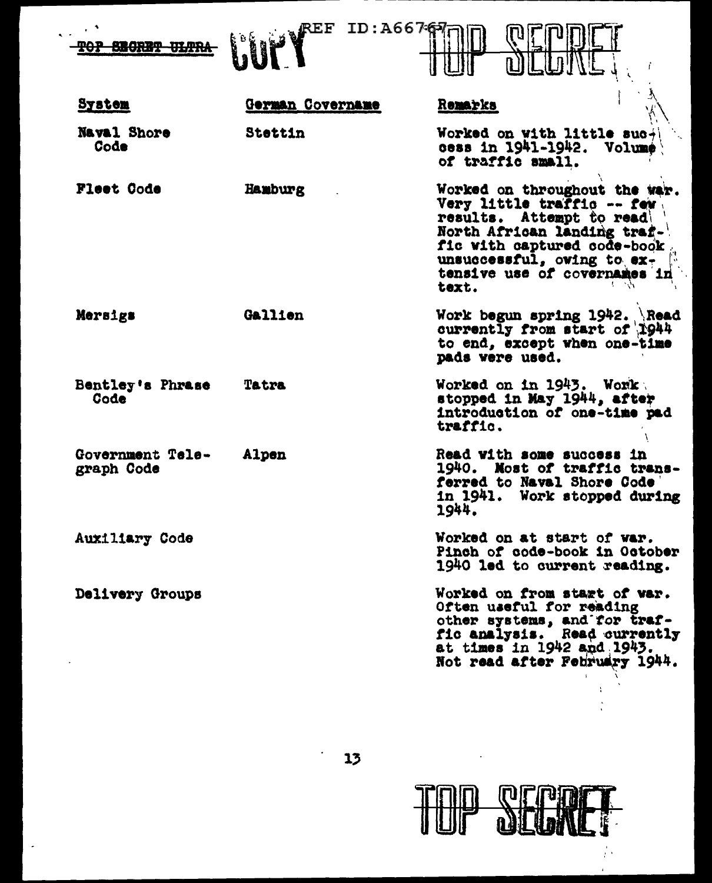TOP SECRET ULTRA COPY REF ID:A66767 TOP SECRET

| System | German Covername | Remarks |
|---|---|---|
| Naval Shore Code | Stettin | Worked on with little success in 1941-1942. Volume of traffic small. |
| Fleet Code | Hamburg | Worked on throughout the war. Very little traffic -- few results. Attempt to read North African landing traffic with captured code-book unsuccessful, owing to extensive use of covernames in text. |
| Mersigs | Gallien | Work begun spring 1942. Read currently from start of 1944 to end, except when one-time pads were used. |
| Bentley's Phrase Code | Tatra | Worked on in 1943. Work stopped in May 1944, after introduction of one-time pad traffic. |
| Government Telegraph Code | Alpen | Read with some success in 1940. Most of traffic transferred to Naval Shore Code in 1941. Work stopped during 1944. |
| Auxiliary Code | | Worked on at start of war. Pinch of code-book in October 1940 led to current reading. |
| Delivery Groups | | Worked on from start of war. Often useful for reading other systems, and for traffic analysis. Read currently at times in 1942 and 1943. Not read after February 1944. |

TOP SECRET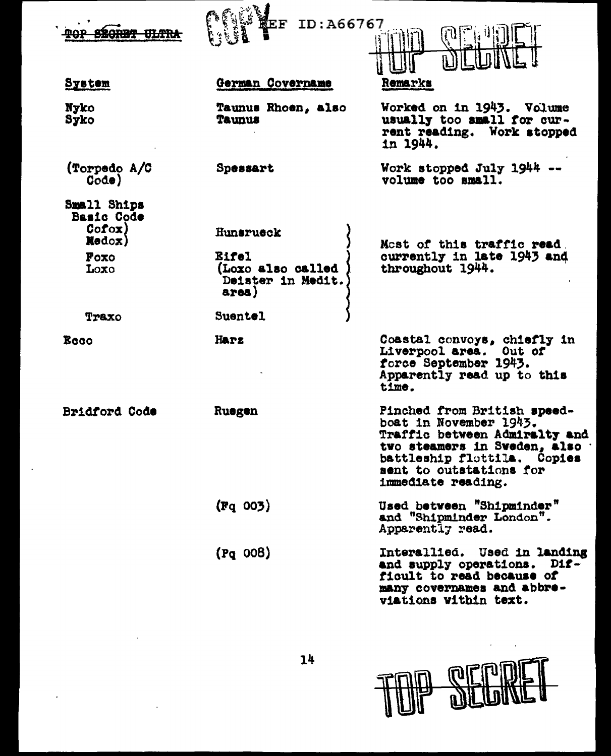| System | German Covername | Remarks |
|---|---|---|
| Nyko<br>Syko | Taunus Rhoen, also Taunus | Worked on in 1943. Volume usually too small for current reading. Work stopped in 1944. |
| (Torpedo A/C Code) | Spessart | Work stopped July 1944 -- volume too small. |
| Small Ships Basic Code | | |
| Cofox)<br>Medox) | Hunsrueck | Most of this traffic read currently in late 1943 and throughout 1944. |
| Foxo<br>Loxo | Eifel<br>(Loxo also called Deister in Medit. area) | |
| Traxo | Suentel | |
| Ecco | Harz | Coastal convoys, chiefly in Liverpool area. Out of force September 1943. Apparently read up to this time. |
| Bridford Code | Ruegen | Pinched from British speedboat in November 1943. Traffic between Admiralty and two steamers in Sweden, also battleship flottila. Copies sent to outstations for immediate reading. |
| | (Fq 003) | Used between "Shipminder" and "Shipminder London". Apparently read. |
| | (Pq 008) | Interallied. Used in landing and supply operations. Difficult to read because of many covernames and abbreviations within text. |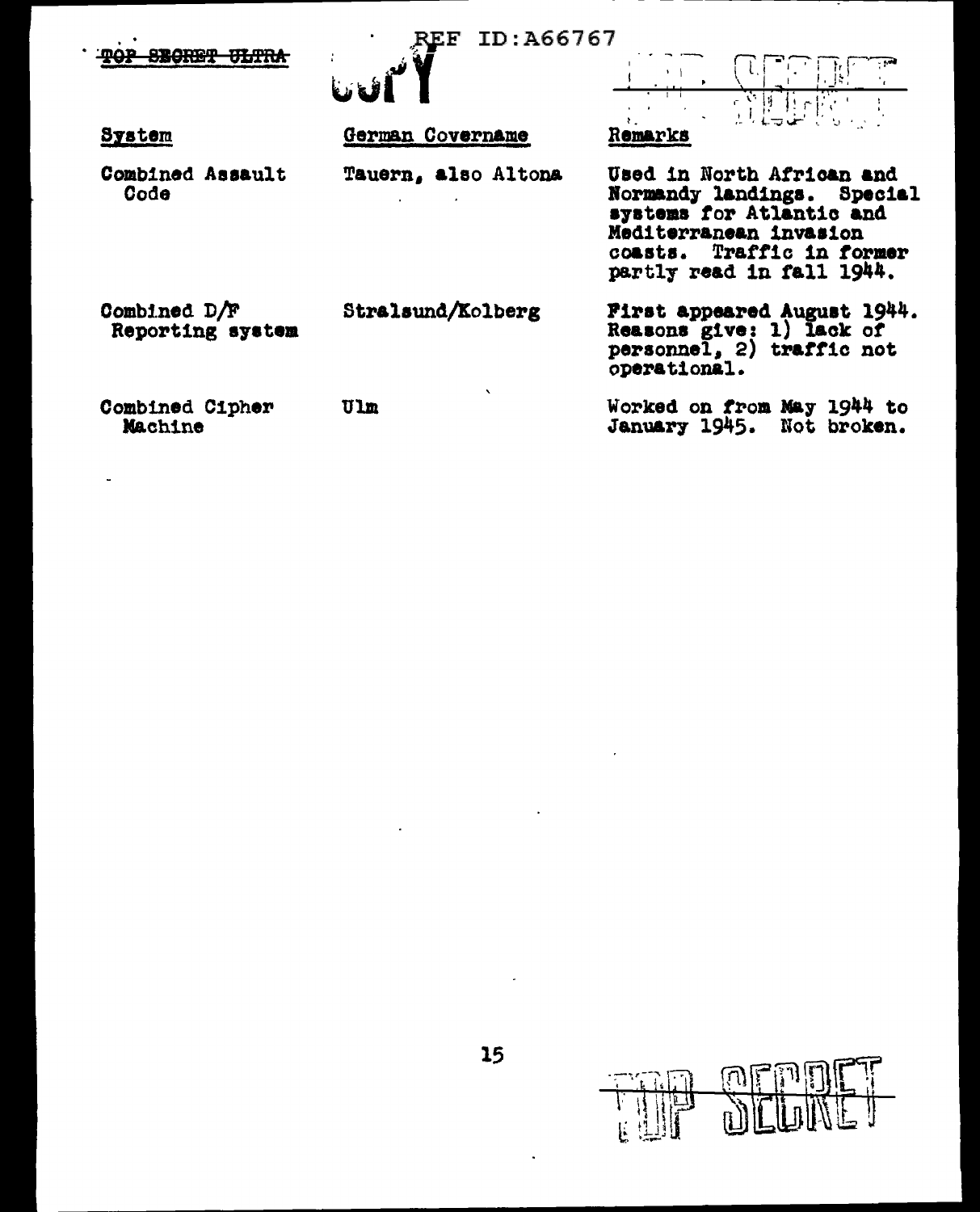| System | German Covername | Remarks |
| --- | --- | --- |
| Combined Assault Code | Tauern, also Altona | Used in North African and Normandy landings. Special systems for Atlantic and Mediterranean invasion coasts. Traffic in former partly read in fall 1944. |
| Combined D/F Reporting system | Stralsund/Kolberg | First appeared August 1944. Reasons give: 1) lack of personnel, 2) traffic not operational. |
| Combined Cipher Machine | Ulm | Worked on from May 1944 to January 1945. Not broken. |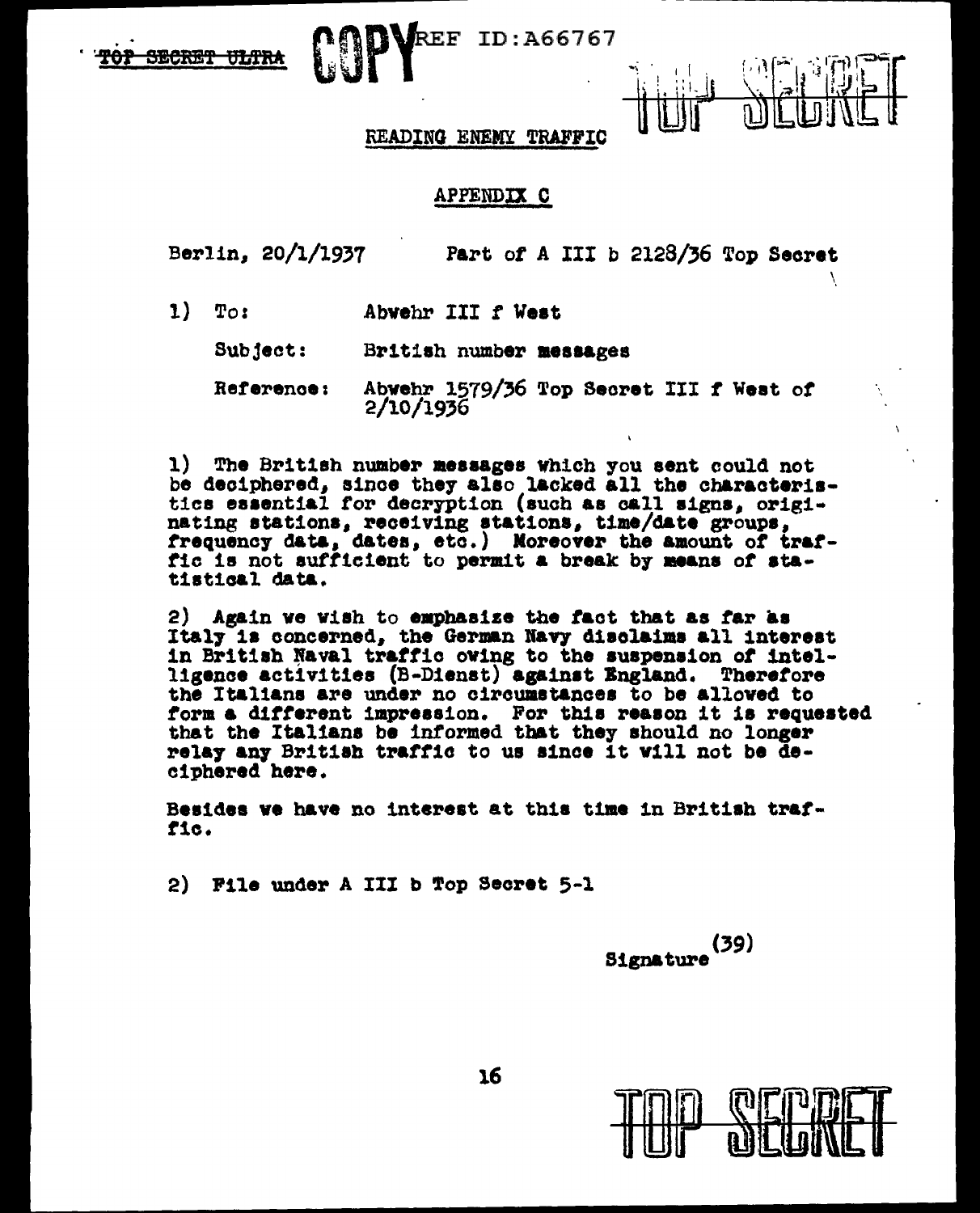TOP SECRET ULTRA COPY REF ID:A66767

TOP SECRET

READING ENEMY TRAFFIC

## APPENDIX C

Berlin, 20/1/1937 Part of A III b 2128/36 Top Secret

1) To: Abwehr III f West

Subject: British number messages

Reference: Abwehr 1579/36 Top Secret III f West of 2/10/1936

1) The British number messages which you sent could not be deciphered, since they also lacked all the characteristics essential for decryption (such as call signs, originating stations, receiving stations, time/date groups, frequency data, dates, etc.) Moreover the amount of traffic is not sufficient to permit a break by means of statistical data.

2) Again we wish to emphasize the fact that as far as Italy is concerned, the German Navy disclaims all interest in British Naval traffic owing to the suspension of intelligence activities (B-Dienst) against England. Therefore the Italians are under no circumstances to be allowed to form a different impression. For this reason it is requested that the Italians be informed that they should no longer relay any British traffic to us since it will not be deciphered here.

Besides we have no interest at this time in British traffic.

2) File under A III b Top Secret 5-1

Signature (39)

TOP SECRET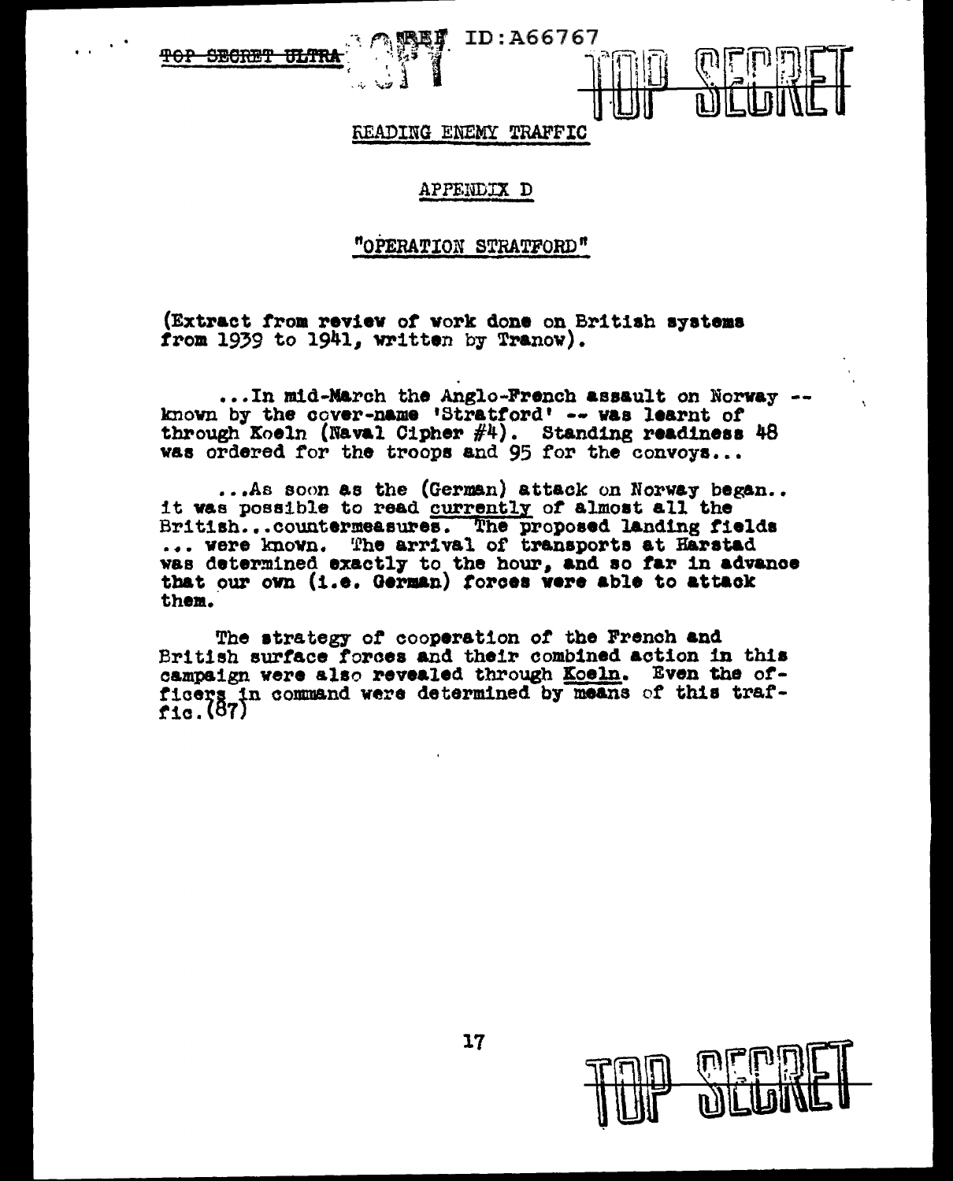## READING ENEMY TRAFFIC

### APPENDIX D

### "OPERATION STRATFORD"

(Extract from review of work done on British systems from 1939 to 1941, written by Tranow).

...In mid-March the Anglo-French assault on Norway -- known by the cover-name 'Stratford' -- was learnt of through Koeln (Naval Cipher #4). Standing readiness 48 was ordered for the troops and 95 for the convoys...

...As soon as the (German) attack on Norway began.. it was possible to read currently of almost all the British...countermeasures. The proposed landing fields ... were known. The arrival of transports at Harstad was determined exactly to the hour, and so far in advance that our own (i.e. German) forces were able to attack them.

The strategy of cooperation of the French and British surface forces and their combined action in this campaign were also revealed through Koeln. Even the officers in command were determined by means of this traffic.(87)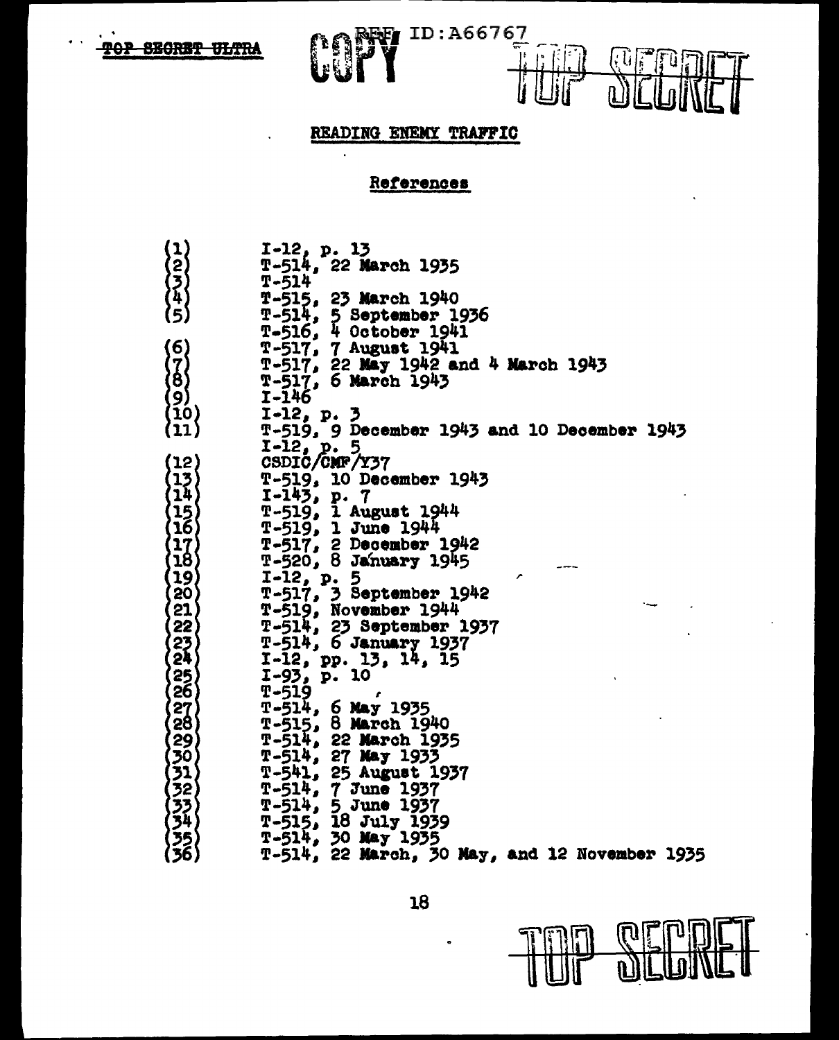## READING ENEMY TRAFFIC

### References

(1) I-12, p. 13
(2) T-514, 22 March 1935
(3) T-514
(4) T-515, 23 March 1940
(5) T-514, 5 September 1936
T-516, 4 October 1941
(6) T-517, 7 August 1941
(7) T-517, 22 May 1942 and 4 March 1943
(8) T-517, 6 March 1943
(9) I-146
(10) I-12, p. 3
(11) T-519, 9 December 1943 and 10 December 1943
I-12, p. 5
(12) CSDIC/CMF/Y37
(13) T-519, 10 December 1943
(14) I-143, p. 7
(15) T-519, 1 August 1944
(16) T-519, 1 June 1944
(17) T-517, 2 December 1942
(18) T-520, 8 January 1945
(19) I-12, p. 5
(20) T-517, 3 September 1942
(21) T-519, November 1944
(22) T-514, 23 September 1937
(23) T-514, 6 January 1937
(24) I-12, pp. 13, 14, 15
(25) I-93, p. 10
(26) T-519
(27) T-514, 6 May 1935
(28) T-515, 8 March 1940
(29) T-514, 22 March 1935
(30) T-514, 27 May 1933
(31) T-541, 25 August 1937
(32) T-514, 7 June 1937
(33) T-514, 5 June 1937
(34) T-515, 18 July 1939
(35) T-514, 30 May 1935
(36) T-514, 22 March, 30 May, and 12 November 1935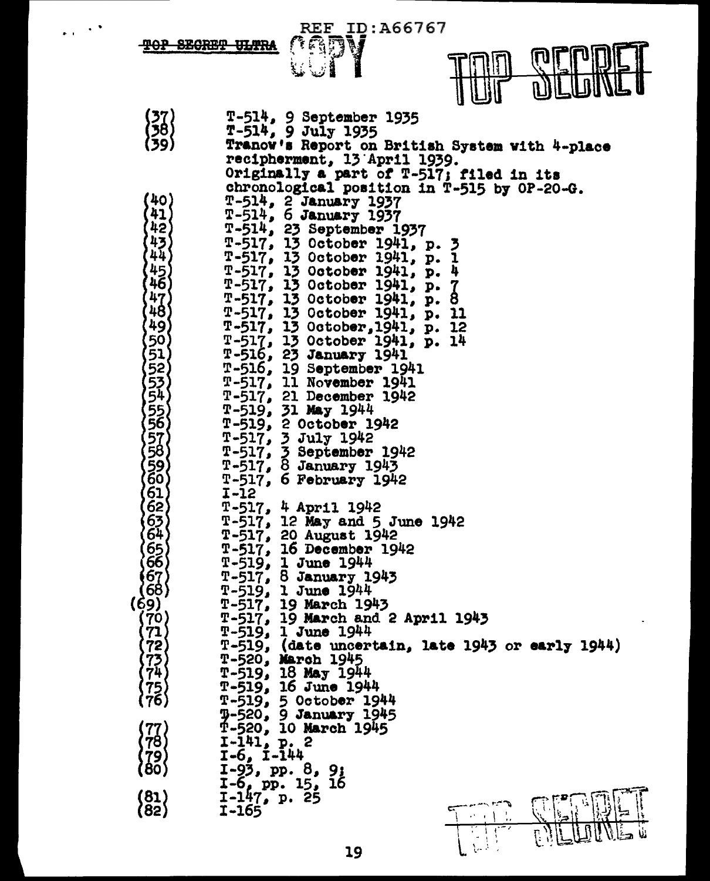REF ID:A66767

~~TOP SECRET ULTRA~~ COPY TOP SECRET

(37) T-514, 9 September 1935
(38) T-514, 9 July 1935
(39) Tranow's Report on British System with 4-place recipherment, 13 April 1939. Originally a part of T-517; filed in its chronological position in T-515 by OP-20-G.
(40) T-514, 2 January 1937
(41) T-514, 6 January 1937
(42) T-514, 23 September 1937
(43) T-517, 13 October 1941, p. 3
(44) T-517, 13 October 1941, p. 1
(45) T-517, 13 October 1941, p. 4
(46) T-517, 13 October 1941, p. 7
(47) T-517, 13 October 1941, p. 8
(48) T-517, 13 October 1941, p. 11
(49) T-517, 13 October, 1941, p. 12
(50) T-517, 13 October 1941, p. 14
(51) T-516, 23 January 1941
(52) T-516, 19 September 1941
(53) T-517, 11 November 1941
(54) T-517, 21 December 1942
(55) T-519, 31 May 1944
(56) T-519, 2 October 1942
(57) T-517, 3 July 1942
(58) T-517, 3 September 1942
(59) T-517, 8 January 1943
(60) T-517, 6 February 1942
(61) I-12
(62) T-517, 4 April 1942
(63) T-517, 12 May and 5 June 1942
(64) T-517, 20 August 1942
(65) T-517, 16 December 1942
(66) T-519, 1 June 1944
(67) T-517, 8 January 1943
(68) T-519, 1 June 1944
(69) T-517, 19 March 1943
(70) T-517, 19 March and 2 April 1943
(71) T-519, 1 June 1944
(72) T-519, (date uncertain, late 1943 or early 1944)
(73) T-520, March 1945
(74) T-519, 18 May 1944
(75) T-519, 16 June 1944
(76) T-519, 5 October 1944
T-520, 9 January 1945
T-520, 10 March 1945
(77) I-141, p. 2
(78) I-6, I-144
(79) I-93, pp. 8, 9;
(80) I-6, pp. 15, 16
(81) I-147, p. 25
(82) I-165

TOP SECRET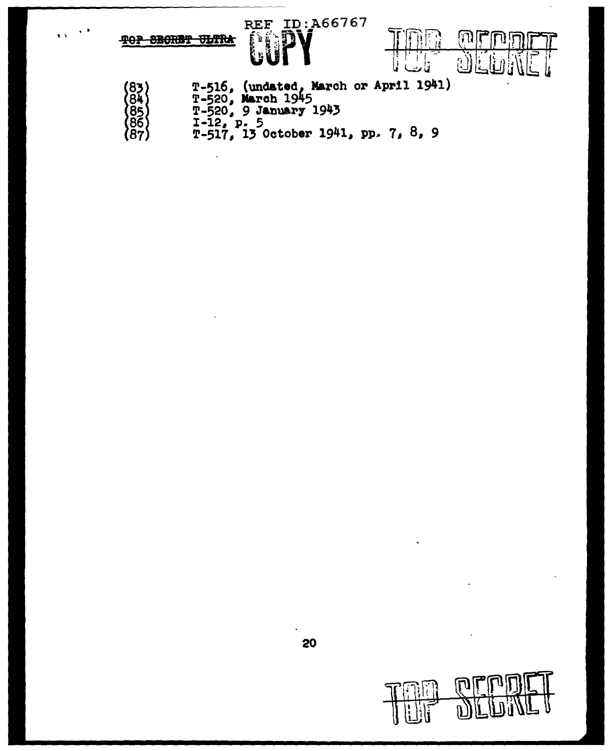(83) T-516, (undated, March or April 1941)
(84) T-520, March 1945
(85) T-520, 9 January 1943
(86) I-12, p. 5
(87) T-517, 13 October 1941, pp. 7, 8, 9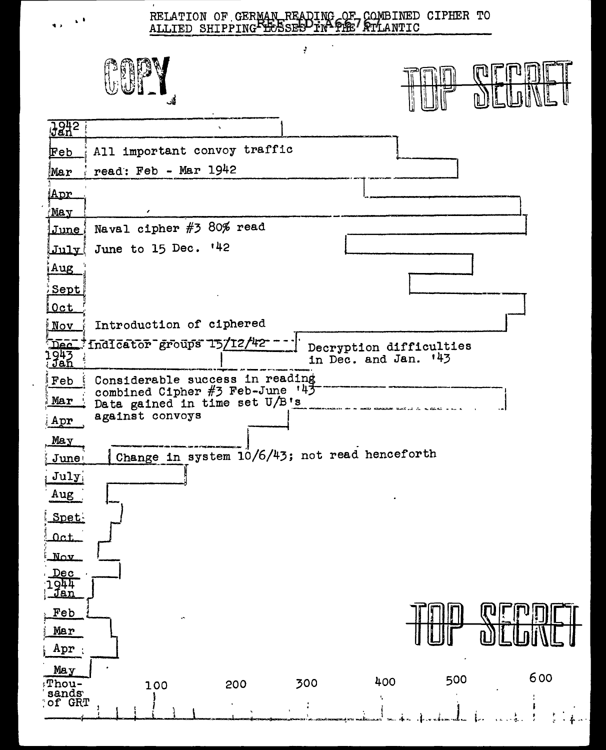RELATION OF GERMAN READING OF COMBINED CIPHER TO ALLIED SHIPPING LOSSES IN THE ATLANTIC

COPY

TOP SECRET

1942 Jan

Feb

Mar

Apr

May

June

July

Aug

Sept

Oct

Nov

Dec

1943 Jan

Feb

Mar

Apr

May

June

July

Aug

Spet

Oct

Nov

Dec

1944 Jan

Feb

Mar

Apr

May

All important convoy traffic read: Feb - Mar 1942

Naval cipher #3 80% read June to 15 Dec. '42

Introduction of ciphered indicator groups 15/12/42

Decryption difficulties in Dec. and Jan. '43

Considerable success in reading combined Cipher #3 Feb-June '43 Data gained in time set U/B's against convoys

Change in system 10/6/43; not read henceforth

Thousands of GRT

100

200

300

400

500

600

TOP SECRET